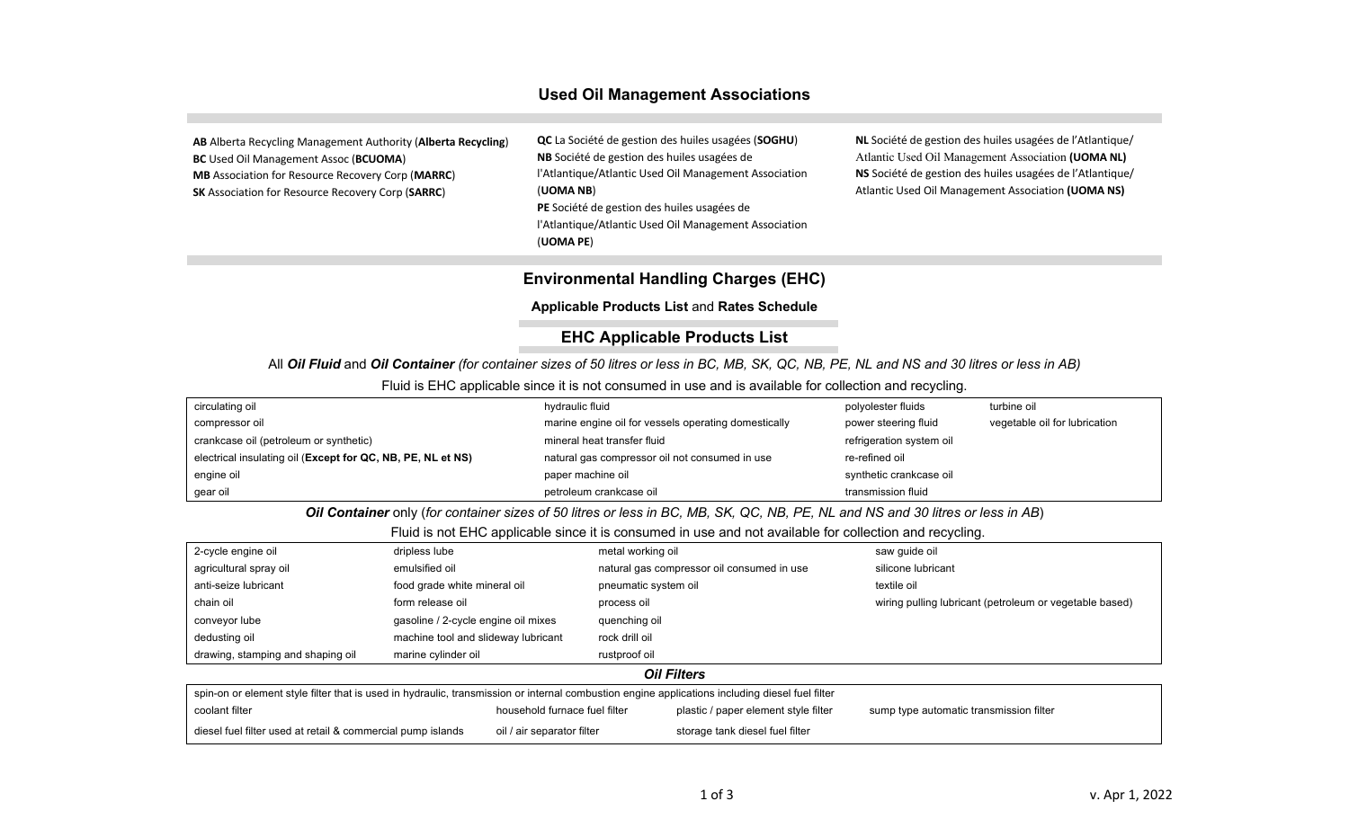# Used Oil Management Associations

**AB** Alberta Recycling Management Authority (**Alberta Recycling**)
**BC** Used Oil Management Assoc (**BCUOMA**)
**MB** Association for Resource Recovery Corp (**MARRC**)
**SK** Association for Resource Recovery Corp (**SARRC**)

**QC** La Société de gestion des huiles usagées (**SOGHU**)
**NB** Société de gestion des huiles usagées de l'Atlantique/Atlantic Used Oil Management Association (**UOMA NB**)
**PE** Société de gestion des huiles usagées de l'Atlantique/Atlantic Used Oil Management Association (**UOMA PE**)

**NL** Société de gestion des huiles usagées de l'Atlantique/ Atlantic Used Oil Management Association **(UOMA NL)**
**NS** Société de gestion des huiles usagées de l'Atlantique/ Atlantic Used Oil Management Association **(UOMA NS)**

## Environmental Handling Charges (EHC)

**Applicable Products List** and **Rates Schedule**

## EHC Applicable Products List

All ***Oil Fluid*** and ***Oil Container*** *(for container sizes of 50 litres or less in BC, MB, SK, QC, NB, PE, NL and NS and 30 litres or less in AB)*

Fluid is EHC applicable since it is not consumed in use and is available for collection and recycling.

| | | | |
|---|---|---|---|
| circulating oil | hydraulic fluid | polyolester fluids | turbine oil |
| compressor oil | marine engine oil for vessels operating domestically | power steering fluid | vegetable oil for lubrication |
| crankcase oil (petroleum or synthetic) | mineral heat transfer fluid | refrigeration system oil | |
| electrical insulating oil (**Except for QC, NB, PE, NL et NS**) | natural gas compressor oil not consumed in use | re-refined oil | |
| engine oil | paper machine oil | synthetic crankcase oil | |
| gear oil | petroleum crankcase oil | transmission fluid | |

***Oil Container*** only (*for container sizes of 50 litres or less in BC, MB, SK, QC, NB, PE, NL and NS and 30 litres or less in AB*)

Fluid is not EHC applicable since it is consumed in use and not available for collection and recycling.

| | | | |
|---|---|---|---|
| 2-cycle engine oil | dripless lube | metal working oil | saw guide oil |
| agricultural spray oil | emulsified oil | natural gas compressor oil consumed in use | silicone lubricant |
| anti-seize lubricant | food grade white mineral oil | pneumatic system oil | textile oil |
| chain oil | form release oil | process oil | wiring pulling lubricant (petroleum or vegetable based) |
| conveyor lube | gasoline / 2-cycle engine oil mixes | quenching oil | |
| dedusting oil | machine tool and slideway lubricant | rock drill oil | |
| drawing, stamping and shaping oil | marine cylinder oil | rustproof oil | |

***Oil Filters***

spin-on or element style filter that is used in hydraulic, transmission or internal combustion engine applications including diesel fuel filter

| | | | |
|---|---|---|---|
| coolant filter | household furnace fuel filter | plastic / paper element style filter | sump type automatic transmission filter |
| diesel fuel filter used at retail & commercial pump islands | oil / air separator filter | storage tank diesel fuel filter | |

v. Apr 1, 2022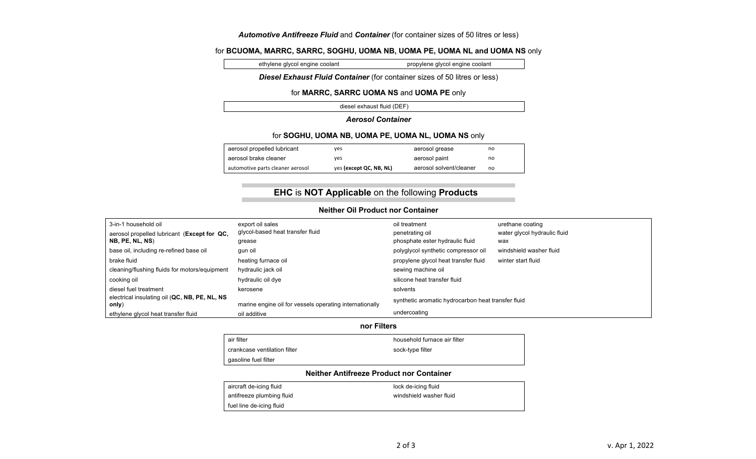***Automotive Antifreeze Fluid*** and ***Container*** (for container sizes of 50 litres or less)

for **BCUOMA, MARRC, SARRC, SOGHU, UOMA NB, UOMA PE, UOMA NL and UOMA NS** only

| ethylene glycol engine coolant | propylene glycol engine coolant |
|---|---|

***Diesel Exhaust Fluid Container*** (for container sizes of 50 litres or less)

for **MARRC, SARRC UOMA NS** and **UOMA PE** only

| diesel exhaust fluid (DEF) |
|---|

***Aerosol Container***

for **SOGHU, UOMA NB, UOMA PE, UOMA NL, UOMA NS** only

| | | | |
|---|---|---|---|
| aerosol propelled lubricant | yes | aerosol grease | no |
| aerosol brake cleaner | yes | aerosol paint | no |
| automotive parts cleaner aerosol | yes **(except QC, NB, NL)** | aerosol solvent/cleaner | no |

## **EHC** is **NOT Applicable** on the following **Products**

### Neither Oil Product nor Container

| | | | |
|---|---|---|---|
| 3-in-1 household oil | export oil sales | oil treatment | urethane coating |
| aerosol propelled lubricant (**Except for QC, NB, PE, NL, NS**) | glycol-based heat transfer fluid | penetrating oil | water glycol hydraulic fluid |
| | grease | phosphate ester hydraulic fluid | wax |
| base oil, including re-refined base oil | gun oil | polyglycol synthetic compressor oil | windshield washer fluid |
| brake fluid | heating furnace oil | propylene glycol heat transfer fluid | winter start fluid |
| cleaning/flushing fluids for motors/equipment | hydraulic jack oil | sewing machine oil | |
| cooking oil | hydraulic oil dye | silicone heat transfer fluid | |
| diesel fuel treatment | kerosene | solvents | |
| electrical insulating oil (**QC, NB, PE, NL, NS only**) | marine engine oil for vessels operating internationally | synthetic aromatic hydrocarbon heat transfer fluid | |
| ethylene glycol heat transfer fluid | oil additive | undercoating | |

### nor Filters

| | |
|---|---|
| air filter | household furnace air filter |
| crankcase ventilation filter | sock-type filter |
| gasoline fuel filter | |

### Neither Antifreeze Product nor Container

| | |
|---|---|
| aircraft de-icing fluid | lock de-icing fluid |
| antifreeze plumbing fluid | windshield washer fluid |
| fuel line de-icing fluid | |

v. Apr 1, 2022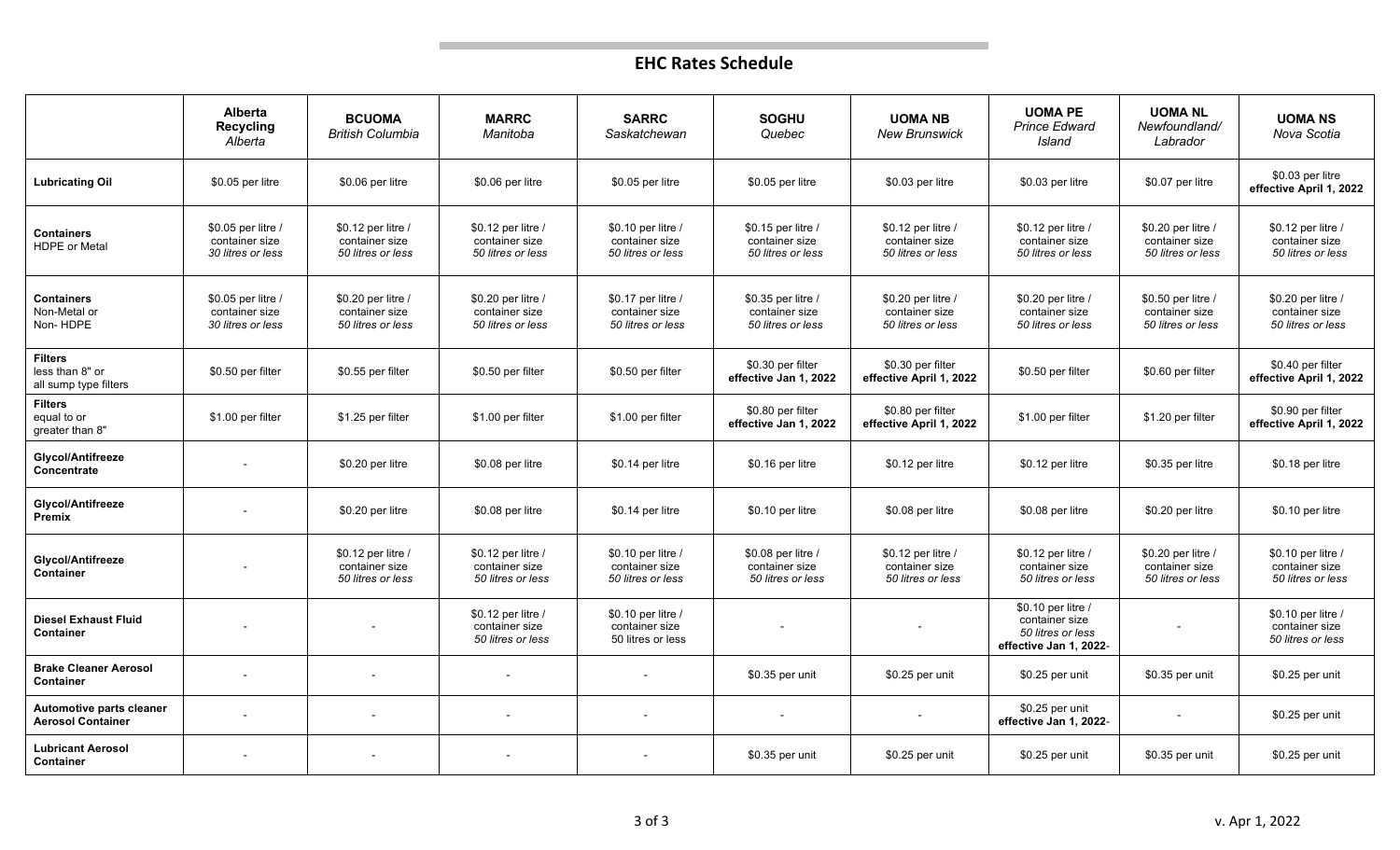# EHC Rates Schedule

| | **Alberta Recycling** *Alberta* | **BCUOMA** *British Columbia* | **MARRC** *Manitoba* | **SARRC** *Saskatchewan* | **SOGHU** *Quebec* | **UOMA NB** *New Brunswick* | **UOMA PE** *Prince Edward Island* | **UOMA NL** *Newfoundland/ Labrador* | **UOMA NS** *Nova Scotia* |
|---|---|---|---|---|---|---|---|---|---|
| **Lubricating Oil** | $0.05 per litre | $0.06 per litre | $0.06 per litre | $0.05 per litre | $0.05 per litre | $0.03 per litre | $0.03 per litre | $0.07 per litre | $0.03 per litre **effective April 1, 2022** |
| **Containers** HDPE or Metal | $0.05 per litre / container size *30 litres or less* | $0.12 per litre / container size *50 litres or less* | $0.12 per litre / container size *50 litres or less* | $0.10 per litre / container size *50 litres or less* | $0.15 per litre / container size *50 litres or less* | $0.12 per litre / container size *50 litres or less* | $0.12 per litre / container size *50 litres or less* | $0.20 per litre / container size *50 litres or less* | $0.12 per litre / container size *50 litres or less* |
| **Containers** Non-Metal or Non- HDPE | $0.05 per litre / container size *30 litres or less* | $0.20 per litre / container size *50 litres or less* | $0.20 per litre / container size *50 litres or less* | $0.17 per litre / container size *50 litres or less* | $0.35 per litre / container size *50 litres or less* | $0.20 per litre / container size *50 litres or less* | $0.20 per litre / container size *50 litres or less* | $0.50 per litre / container size *50 litres or less* | $0.20 per litre / container size *50 litres or less* |
| **Filters** less than 8" or all sump type filters | $0.50 per filter | $0.55 per filter | $0.50 per filter | $0.50 per filter | $0.30 per filter **effective Jan 1, 2022** | $0.30 per filter **effective April 1, 2022** | $0.50 per filter | $0.60 per filter | $0.40 per filter **effective April 1, 2022** |
| **Filters** equal to or greater than 8" | $1.00 per filter | $1.25 per filter | $1.00 per filter | $1.00 per filter | $0.80 per filter **effective Jan 1, 2022** | $0.80 per filter **effective April 1, 2022** | $1.00 per filter | $1.20 per filter | $0.90 per filter **effective April 1, 2022** |
| **Glycol/Antifreeze Concentrate** | - | $0.20 per litre | $0.08 per litre | $0.14 per litre | $0.16 per litre | $0.12 per litre | $0.12 per litre | $0.35 per litre | $0.18 per litre |
| **Glycol/Antifreeze Premix** | - | $0.20 per litre | $0.08 per litre | $0.14 per litre | $0.10 per litre | $0.08 per litre | $0.08 per litre | $0.20 per litre | $0.10 per litre |
| **Glycol/Antifreeze Container** | - | $0.12 per litre / container size *50 litres or less* | $0.12 per litre / container size *50 litres or less* | $0.10 per litre / container size *50 litres or less* | $0.08 per litre / container size *50 litres or less* | $0.12 per litre / container size *50 litres or less* | $0.12 per litre / container size *50 litres or less* | $0.20 per litre / container size *50 litres or less* | $0.10 per litre / container size *50 litres or less* |
| **Diesel Exhaust Fluid Container** | - | - | $0.12 per litre / container size *50 litres or less* | $0.10 per litre / container size 50 litres or less | - | - | $0.10 per litre / container size *50 litres or less* **effective Jan 1, 2022**- | - | $0.10 per litre / container size *50 litres or less* |
| **Brake Cleaner Aerosol Container** | - | - | - | - | $0.35 per unit | $0.25 per unit | $0.25 per unit | $0.35 per unit | $0.25 per unit |
| **Automotive parts cleaner Aerosol Container** | - | - | - | - | - | - | $0.25 per unit **effective Jan 1, 2022**- | - | $0.25 per unit |
| **Lubricant Aerosol Container** | - | - | - | - | $0.35 per unit | $0.25 per unit | $0.25 per unit | $0.35 per unit | $0.25 per unit |

v. Apr 1, 2022